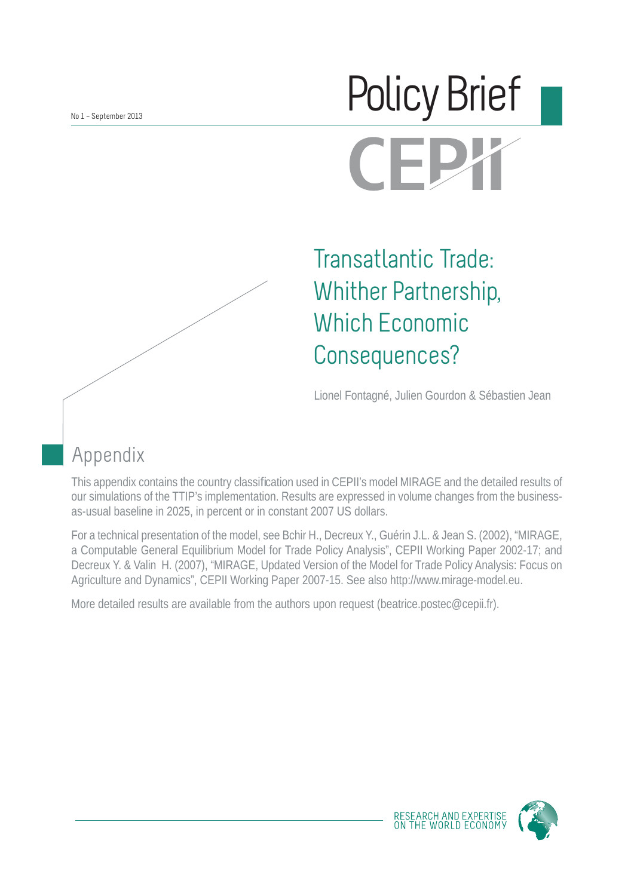No 1 – September 2013

# Policy Brief

CEPII

# Transatlantic Trade: Whither Partnership, Which Economic Consequences?

Lionel Fontagné, Julien Gourdon & Sébastien Jean

## Appendix

This appendix contains the country classification used in CEPII's model MIRAGE and the detailed results of our simulations of the TTIP's implementation. Results are expressed in volume changes from the business-as-usual baseline in 2025, in percent or in constant 2007 US dollars.

For a technical presentation of the model, see Bchir H., Decreux Y., Guérin J.L. & Jean S. (2002), "MIRAGE, a Computable General Equilibrium Model for Trade Policy Analysis", CEPII Working Paper 2002-17; and Decreux Y. & Valin H. (2007), "MIRAGE, Updated Version of the Model for Trade Policy Analysis: Focus on Agriculture and Dynamics", CEPII Working Paper 2007-15. See also http://www.mirage-model.eu.

More detailed results are available from the authors upon request (beatrice.postec@cepii.fr).

RESEARCH AND EXPERTISE ON THE WORLD ECONOMY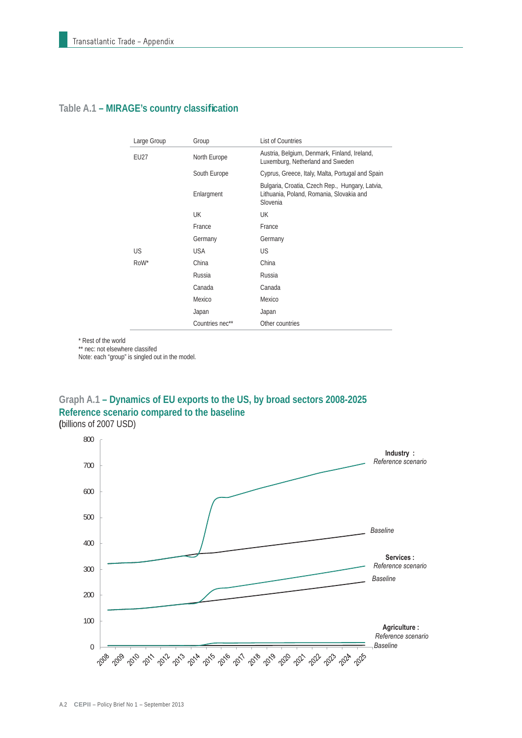## Table A.1 – MIRAGE's country classification

| Large Group | Group | List of Countries |
|---|---|---|
| EU27 | North Europe | Austria, Belgium, Denmark, Finland, Ireland, Luxemburg, Netherland and Sweden |
| | South Europe | Cyprus, Greece, Italy, Malta, Portugal and Spain |
| | Enlargment | Bulgaria, Croatia, Czech Rep., Hungary, Latvia, Lithuania, Poland, Romania, Slovakia and Slovenia |
| | UK | UK |
| | France | France |
| | Germany | Germany |
| US | USA | US |
| RoW* | China | China |
| | Russia | Russia |
| | Canada | Canada |
| | Mexico | Mexico |
| | Japan | Japan |
| | Countries nec** | Other countries |

\* Rest of the world
\*\* nec: not elsewhere classifed
Note: each "group" is singled out in the model.

## Graph A.1 – Dynamics of EU exports to the US, by broad sectors 2008-2025 Reference scenario compared to the baseline

(billions of 2007 USD)

Y-axis: 0, 100, 200, 300, 400, 500, 600, 700, 800

X-axis: 2008, 2009, 2010, 2011, 2012, 2013, 2014, 2015, 2016, 2017, 2018, 2019, 2020, 2021, 2022, 2023, 2024, 2025

**Industry :** *Reference scenario*

*Baseline*

**Services :** *Reference scenario*

*Baseline*

**Agriculture :** *Reference scenario*

*Baseline*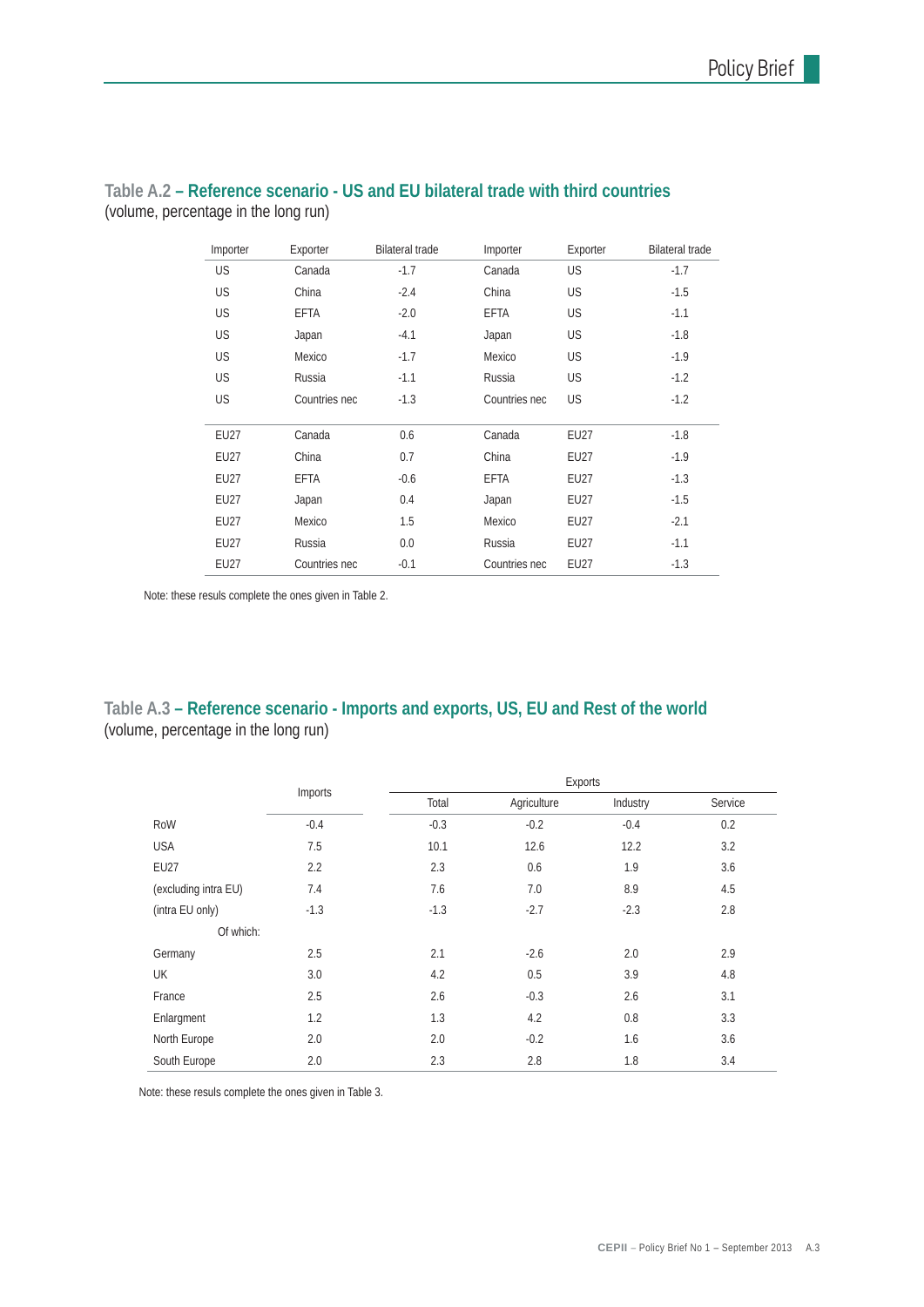**Table A.2 – Reference scenario - US and EU bilateral trade with third countries**
(volume, percentage in the long run)

| Importer | Exporter | Bilateral trade | Importer | Exporter | Bilateral trade |
|---|---|---|---|---|---|
| US | Canada | -1.7 | Canada | US | -1.7 |
| US | China | -2.4 | China | US | -1.5 |
| US | EFTA | -2.0 | EFTA | US | -1.1 |
| US | Japan | -4.1 | Japan | US | -1.8 |
| US | Mexico | -1.7 | Mexico | US | -1.9 |
| US | Russia | -1.1 | Russia | US | -1.2 |
| US | Countries nec | -1.3 | Countries nec | US | -1.2 |
| EU27 | Canada | 0.6 | Canada | EU27 | -1.8 |
| EU27 | China | 0.7 | China | EU27 | -1.9 |
| EU27 | EFTA | -0.6 | EFTA | EU27 | -1.3 |
| EU27 | Japan | 0.4 | Japan | EU27 | -1.5 |
| EU27 | Mexico | 1.5 | Mexico | EU27 | -2.1 |
| EU27 | Russia | 0.0 | Russia | EU27 | -1.1 |
| EU27 | Countries nec | -0.1 | Countries nec | EU27 | -1.3 |

Note: these resuls complete the ones given in Table 2.

**Table A.3 – Reference scenario - Imports and exports, US, EU and Rest of the world**
(volume, percentage in the long run)

| | Imports | Exports | | | |
|---|---|---|---|---|---|
| | | Total | Agriculture | Industry | Service |
| RoW | -0.4 | -0.3 | -0.2 | -0.4 | 0.2 |
| USA | 7.5 | 10.1 | 12.6 | 12.2 | 3.2 |
| EU27 | 2.2 | 2.3 | 0.6 | 1.9 | 3.6 |
| (excluding intra EU) | 7.4 | 7.6 | 7.0 | 8.9 | 4.5 |
| (intra EU only) | -1.3 | -1.3 | -2.7 | -2.3 | 2.8 |
| Of which: | | | | | |
| Germany | 2.5 | 2.1 | -2.6 | 2.0 | 2.9 |
| UK | 3.0 | 4.2 | 0.5 | 3.9 | 4.8 |
| France | 2.5 | 2.6 | -0.3 | 2.6 | 3.1 |
| Enlargment | 1.2 | 1.3 | 4.2 | 0.8 | 3.3 |
| North Europe | 2.0 | 2.0 | -0.2 | 1.6 | 3.6 |
| South Europe | 2.0 | 2.3 | 2.8 | 1.8 | 3.4 |

Note: these resuls complete the ones given in Table 3.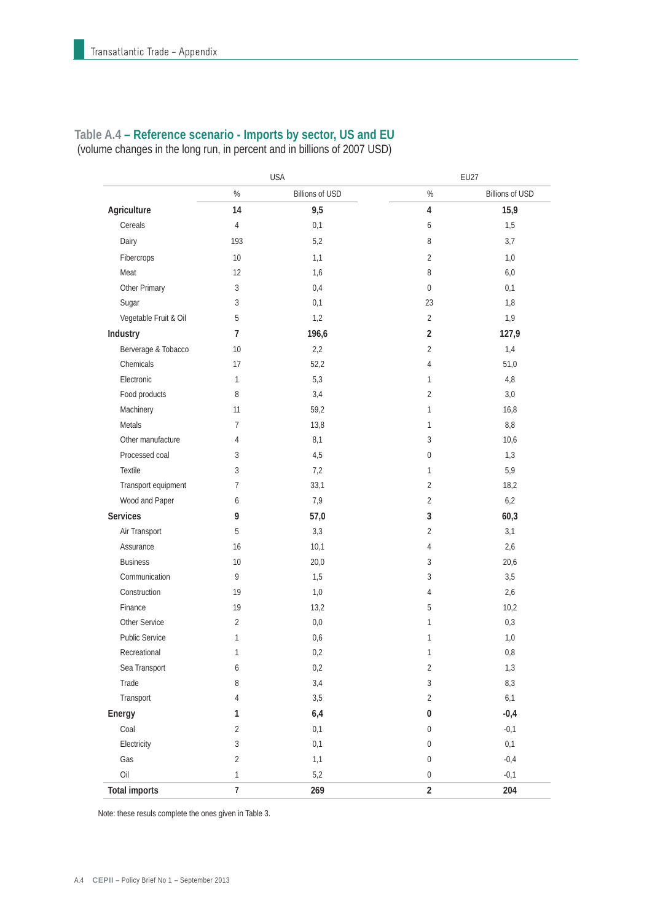## Table A.4 – Reference scenario - Imports by sector, US and EU

(volume changes in the long run, in percent and in billions of 2007 USD)

| | USA | | EU27 | |
|---|---|---|---|---|
| | % | Billions of USD | % | Billions of USD |
| **Agriculture** | **14** | **9,5** | **4** | **15,9** |
| Cereals | 4 | 0,1 | 6 | 1,5 |
| Dairy | 193 | 5,2 | 8 | 3,7 |
| Fibercrops | 10 | 1,1 | 2 | 1,0 |
| Meat | 12 | 1,6 | 8 | 6,0 |
| Other Primary | 3 | 0,4 | 0 | 0,1 |
| Sugar | 3 | 0,1 | 23 | 1,8 |
| Vegetable Fruit & Oil | 5 | 1,2 | 2 | 1,9 |
| **Industry** | **7** | **196,6** | **2** | **127,9** |
| Berverage & Tobacco | 10 | 2,2 | 2 | 1,4 |
| Chemicals | 17 | 52,2 | 4 | 51,0 |
| Electronic | 1 | 5,3 | 1 | 4,8 |
| Food products | 8 | 3,4 | 2 | 3,0 |
| Machinery | 11 | 59,2 | 1 | 16,8 |
| Metals | 7 | 13,8 | 1 | 8,8 |
| Other manufacture | 4 | 8,1 | 3 | 10,6 |
| Processed coal | 3 | 4,5 | 0 | 1,3 |
| Textile | 3 | 7,2 | 1 | 5,9 |
| Transport equipment | 7 | 33,1 | 2 | 18,2 |
| Wood and Paper | 6 | 7,9 | 2 | 6,2 |
| **Services** | **9** | **57,0** | **3** | **60,3** |
| Air Transport | 5 | 3,3 | 2 | 3,1 |
| Assurance | 16 | 10,1 | 4 | 2,6 |
| Business | 10 | 20,0 | 3 | 20,6 |
| Communication | 9 | 1,5 | 3 | 3,5 |
| Construction | 19 | 1,0 | 4 | 2,6 |
| Finance | 19 | 13,2 | 5 | 10,2 |
| Other Service | 2 | 0,0 | 1 | 0,3 |
| Public Service | 1 | 0,6 | 1 | 1,0 |
| Recreational | 1 | 0,2 | 1 | 0,8 |
| Sea Transport | 6 | 0,2 | 2 | 1,3 |
| Trade | 8 | 3,4 | 3 | 8,3 |
| Transport | 4 | 3,5 | 2 | 6,1 |
| **Energy** | **1** | **6,4** | **0** | **-0,4** |
| Coal | 2 | 0,1 | 0 | -0,1 |
| Electricity | 3 | 0,1 | 0 | 0,1 |
| Gas | 2 | 1,1 | 0 | -0,4 |
| Oil | 1 | 5,2 | 0 | -0,1 |
| **Total imports** | **7** | **269** | **2** | **204** |

Note: these resuls complete the ones given in Table 3.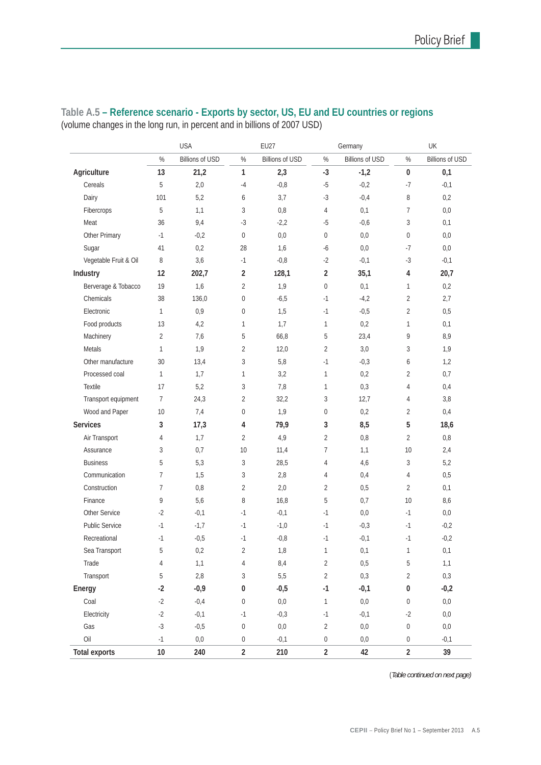## Table A.5 – Reference scenario - Exports by sector, US, EU and EU countries or regions

(volume changes in the long run, in percent and in billions of 2007 USD)

| | USA | | EU27 | | Germany | | UK | |
|---|---|---|---|---|---|---|---|---|
| | % | Billions of USD | % | Billions of USD | % | Billions of USD | % | Billions of USD |
| **Agriculture** | **13** | **21,2** | **1** | **2,3** | **-3** | **-1,2** | **0** | **0,1** |
| Cereals | 5 | 2,0 | -4 | -0,8 | -5 | -0,2 | -7 | -0,1 |
| Dairy | 101 | 5,2 | 6 | 3,7 | -3 | -0,4 | 8 | 0,2 |
| Fibercrops | 5 | 1,1 | 3 | 0,8 | 4 | 0,1 | 7 | 0,0 |
| Meat | 36 | 9,4 | -3 | -2,2 | -5 | -0,6 | 3 | 0,1 |
| Other Primary | -1 | -0,2 | 0 | 0,0 | 0 | 0,0 | 0 | 0,0 |
| Sugar | 41 | 0,2 | 28 | 1,6 | -6 | 0,0 | -7 | 0,0 |
| Vegetable Fruit & Oil | 8 | 3,6 | -1 | -0,8 | -2 | -0,1 | -3 | -0,1 |
| **Industry** | **12** | **202,7** | **2** | **128,1** | **2** | **35,1** | **4** | **20,7** |
| Berverage & Tobacco | 19 | 1,6 | 2 | 1,9 | 0 | 0,1 | 1 | 0,2 |
| Chemicals | 38 | 136,0 | 0 | -6,5 | -1 | -4,2 | 2 | 2,7 |
| Electronic | 1 | 0,9 | 0 | 1,5 | -1 | -0,5 | 2 | 0,5 |
| Food products | 13 | 4,2 | 1 | 1,7 | 1 | 0,2 | 1 | 0,1 |
| Machinery | 2 | 7,6 | 5 | 66,8 | 5 | 23,4 | 9 | 8,9 |
| Metals | 1 | 1,9 | 2 | 12,0 | 2 | 3,0 | 3 | 1,9 |
| Other manufacture | 30 | 13,4 | 3 | 5,8 | -1 | -0,3 | 6 | 1,2 |
| Processed coal | 1 | 1,7 | 1 | 3,2 | 1 | 0,2 | 2 | 0,7 |
| Textile | 17 | 5,2 | 3 | 7,8 | 1 | 0,3 | 4 | 0,4 |
| Transport equipment | 7 | 24,3 | 2 | 32,2 | 3 | 12,7 | 4 | 3,8 |
| Wood and Paper | 10 | 7,4 | 0 | 1,9 | 0 | 0,2 | 2 | 0,4 |
| **Services** | **3** | **17,3** | **4** | **79,9** | **3** | **8,5** | **5** | **18,6** |
| Air Transport | 4 | 1,7 | 2 | 4,9 | 2 | 0,8 | 2 | 0,8 |
| Assurance | 3 | 0,7 | 10 | 11,4 | 7 | 1,1 | 10 | 2,4 |
| Business | 5 | 5,3 | 3 | 28,5 | 4 | 4,6 | 3 | 5,2 |
| Communication | 7 | 1,5 | 3 | 2,8 | 4 | 0,4 | 4 | 0,5 |
| Construction | 7 | 0,8 | 2 | 2,0 | 2 | 0,5 | 2 | 0,1 |
| Finance | 9 | 5,6 | 8 | 16,8 | 5 | 0,7 | 10 | 8,6 |
| Other Service | -2 | -0,1 | -1 | -0,1 | -1 | 0,0 | -1 | 0,0 |
| Public Service | -1 | -1,7 | -1 | -1,0 | -1 | -0,3 | -1 | -0,2 |
| Recreational | -1 | -0,5 | -1 | -0,8 | -1 | -0,1 | -1 | -0,2 |
| Sea Transport | 5 | 0,2 | 2 | 1,8 | 1 | 0,1 | 1 | 0,1 |
| Trade | 4 | 1,1 | 4 | 8,4 | 2 | 0,5 | 5 | 1,1 |
| Transport | 5 | 2,8 | 3 | 5,5 | 2 | 0,3 | 2 | 0,3 |
| **Energy** | **-2** | **-0,9** | **0** | **-0,5** | **-1** | **-0,1** | **0** | **-0,2** |
| Coal | -2 | -0,4 | 0 | 0,0 | 1 | 0,0 | 0 | 0,0 |
| Electricity | -2 | -0,1 | -1 | -0,3 | -1 | -0,1 | -2 | 0,0 |
| Gas | -3 | -0,5 | 0 | 0,0 | 2 | 0,0 | 0 | 0,0 |
| Oil | -1 | 0,0 | 0 | -0,1 | 0 | 0,0 | 0 | -0,1 |
| **Total exports** | **10** | **240** | **2** | **210** | **2** | **42** | **2** | **39** |

(*Table continued on next page)*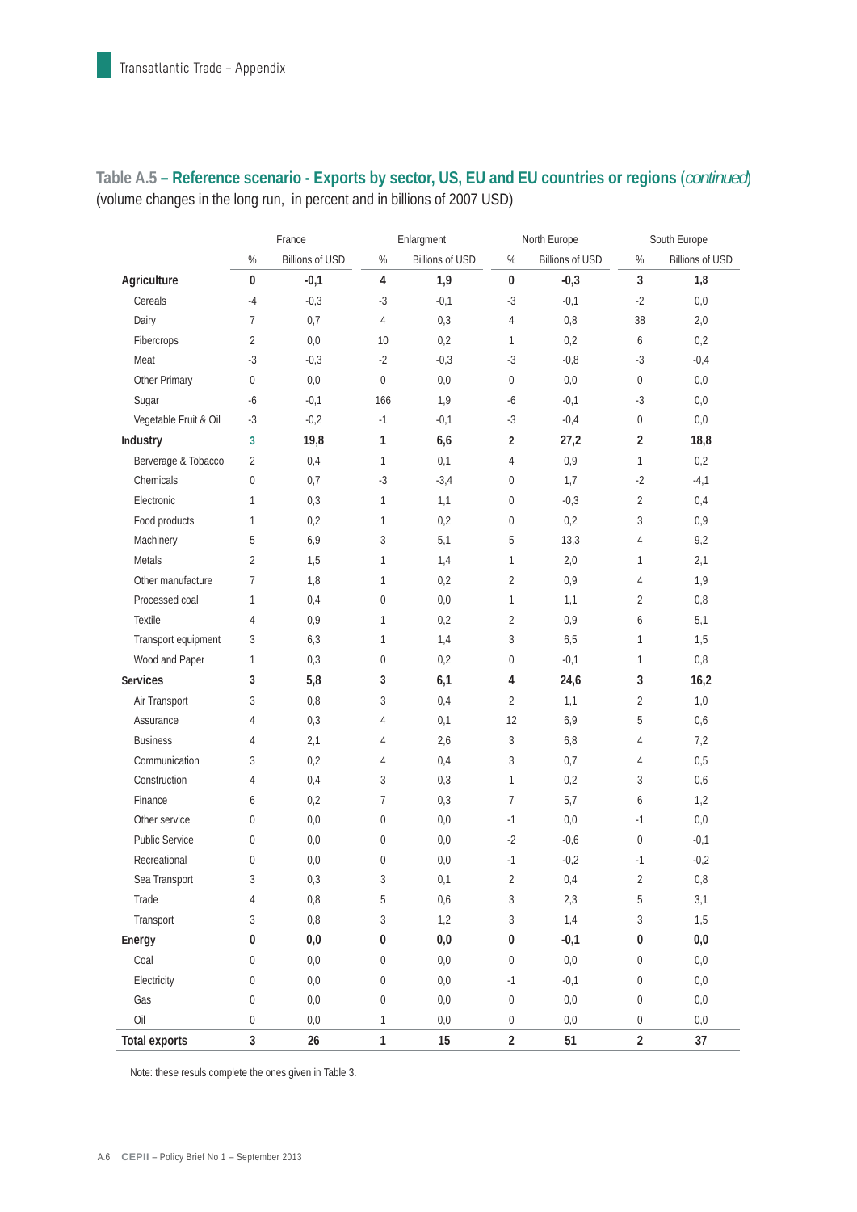## Table A.5 – Reference scenario - Exports by sector, US, EU and EU countries or regions (*continued*)

(volume changes in the long run, in percent and in billions of 2007 USD)

| | France | | Enlargment | | North Europe | | South Europe | |
|---|---|---|---|---|---|---|---|---|
| | % | Billions of USD | % | Billions of USD | % | Billions of USD | % | Billions of USD |
| **Agriculture** | **0** | **-0,1** | **4** | **1,9** | **0** | **-0,3** | **3** | **1,8** |
| Cereals | -4 | -0,3 | -3 | -0,1 | -3 | -0,1 | -2 | 0,0 |
| Dairy | 7 | 0,7 | 4 | 0,3 | 4 | 0,8 | 38 | 2,0 |
| Fibercrops | 2 | 0,0 | 10 | 0,2 | 1 | 0,2 | 6 | 0,2 |
| Meat | -3 | -0,3 | -2 | -0,3 | -3 | -0,8 | -3 | -0,4 |
| Other Primary | 0 | 0,0 | 0 | 0,0 | 0 | 0,0 | 0 | 0,0 |
| Sugar | -6 | -0,1 | 166 | 1,9 | -6 | -0,1 | -3 | 0,0 |
| Vegetable Fruit & Oil | -3 | -0,2 | -1 | -0,1 | -3 | -0,4 | 0 | 0,0 |
| **Industry** | **3** | **19,8** | **1** | **6,6** | **2** | **27,2** | **2** | **18,8** |
| Berverage & Tobacco | 2 | 0,4 | 1 | 0,1 | 4 | 0,9 | 1 | 0,2 |
| Chemicals | 0 | 0,7 | -3 | -3,4 | 0 | 1,7 | -2 | -4,1 |
| Electronic | 1 | 0,3 | 1 | 1,1 | 0 | -0,3 | 2 | 0,4 |
| Food products | 1 | 0,2 | 1 | 0,2 | 0 | 0,2 | 3 | 0,9 |
| Machinery | 5 | 6,9 | 3 | 5,1 | 5 | 13,3 | 4 | 9,2 |
| Metals | 2 | 1,5 | 1 | 1,4 | 1 | 2,0 | 1 | 2,1 |
| Other manufacture | 7 | 1,8 | 1 | 0,2 | 2 | 0,9 | 4 | 1,9 |
| Processed coal | 1 | 0,4 | 0 | 0,0 | 1 | 1,1 | 2 | 0,8 |
| Textile | 4 | 0,9 | 1 | 0,2 | 2 | 0,9 | 6 | 5,1 |
| Transport equipment | 3 | 6,3 | 1 | 1,4 | 3 | 6,5 | 1 | 1,5 |
| Wood and Paper | 1 | 0,3 | 0 | 0,2 | 0 | -0,1 | 1 | 0,8 |
| **Services** | **3** | **5,8** | **3** | **6,1** | **4** | **24,6** | **3** | **16,2** |
| Air Transport | 3 | 0,8 | 3 | 0,4 | 2 | 1,1 | 2 | 1,0 |
| Assurance | 4 | 0,3 | 4 | 0,1 | 12 | 6,9 | 5 | 0,6 |
| Business | 4 | 2,1 | 4 | 2,6 | 3 | 6,8 | 4 | 7,2 |
| Communication | 3 | 0,2 | 4 | 0,4 | 3 | 0,7 | 4 | 0,5 |
| Construction | 4 | 0,4 | 3 | 0,3 | 1 | 0,2 | 3 | 0,6 |
| Finance | 6 | 0,2 | 7 | 0,3 | 7 | 5,7 | 6 | 1,2 |
| Other service | 0 | 0,0 | 0 | 0,0 | -1 | 0,0 | -1 | 0,0 |
| Public Service | 0 | 0,0 | 0 | 0,0 | -2 | -0,6 | 0 | -0,1 |
| Recreational | 0 | 0,0 | 0 | 0,0 | -1 | -0,2 | -1 | -0,2 |
| Sea Transport | 3 | 0,3 | 3 | 0,1 | 2 | 0,4 | 2 | 0,8 |
| Trade | 4 | 0,8 | 5 | 0,6 | 3 | 2,3 | 5 | 3,1 |
| Transport | 3 | 0,8 | 3 | 1,2 | 3 | 1,4 | 3 | 1,5 |
| **Energy** | **0** | **0,0** | **0** | **0,0** | **0** | **-0,1** | **0** | **0,0** |
| Coal | 0 | 0,0 | 0 | 0,0 | 0 | 0,0 | 0 | 0,0 |
| Electricity | 0 | 0,0 | 0 | 0,0 | -1 | -0,1 | 0 | 0,0 |
| Gas | 0 | 0,0 | 0 | 0,0 | 0 | 0,0 | 0 | 0,0 |
| Oil | 0 | 0,0 | 1 | 0,0 | 0 | 0,0 | 0 | 0,0 |
| **Total exports** | **3** | **26** | **1** | **15** | **2** | **51** | **2** | **37** |

Note: these resuls complete the ones given in Table 3.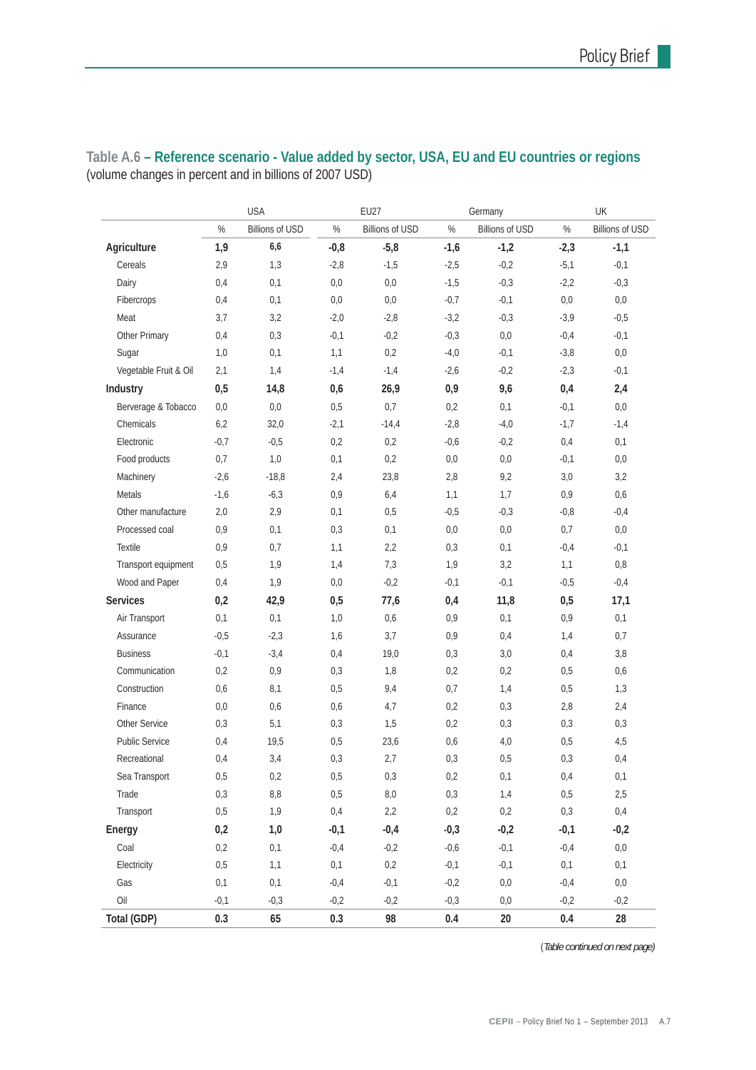**Table A.6 – Reference scenario - Value added by sector, USA, EU and EU countries or regions**
(volume changes in percent and in billions of 2007 USD)

| | USA | | EU27 | | Germany | | UK | |
|---|---|---|---|---|---|---|---|---|
| | % | Billions of USD | % | Billions of USD | % | Billions of USD | % | Billions of USD |
| **Agriculture** | **1,9** | **6,6** | **-0,8** | **-5,8** | **-1,6** | **-1,2** | **-2,3** | **-1,1** |
| Cereals | 2,9 | 1,3 | -2,8 | -1,5 | -2,5 | -0,2 | -5,1 | -0,1 |
| Dairy | 0,4 | 0,1 | 0,0 | 0,0 | -1,5 | -0,3 | -2,2 | -0,3 |
| Fibercrops | 0,4 | 0,1 | 0,0 | 0,0 | -0,7 | -0,1 | 0,0 | 0,0 |
| Meat | 3,7 | 3,2 | -2,0 | -2,8 | -3,2 | -0,3 | -3,9 | -0,5 |
| Other Primary | 0,4 | 0,3 | -0,1 | -0,2 | -0,3 | 0,0 | -0,4 | -0,1 |
| Sugar | 1,0 | 0,1 | 1,1 | 0,2 | -4,0 | -0,1 | -3,8 | 0,0 |
| Vegetable Fruit & Oil | 2,1 | 1,4 | -1,4 | -1,4 | -2,6 | -0,2 | -2,3 | -0,1 |
| **Industry** | **0,5** | **14,8** | **0,6** | **26,9** | **0,9** | **9,6** | **0,4** | **2,4** |
| Berverage & Tobacco | 0,0 | 0,0 | 0,5 | 0,7 | 0,2 | 0,1 | -0,1 | 0,0 |
| Chemicals | 6,2 | 32,0 | -2,1 | -14,4 | -2,8 | -4,0 | -1,7 | -1,4 |
| Electronic | -0,7 | -0,5 | 0,2 | 0,2 | -0,6 | -0,2 | 0,4 | 0,1 |
| Food products | 0,7 | 1,0 | 0,1 | 0,2 | 0,0 | 0,0 | -0,1 | 0,0 |
| Machinery | -2,6 | -18,8 | 2,4 | 23,8 | 2,8 | 9,2 | 3,0 | 3,2 |
| Metals | -1,6 | -6,3 | 0,9 | 6,4 | 1,1 | 1,7 | 0,9 | 0,6 |
| Other manufacture | 2,0 | 2,9 | 0,1 | 0,5 | -0,5 | -0,3 | -0,8 | -0,4 |
| Processed coal | 0,9 | 0,1 | 0,3 | 0,1 | 0,0 | 0,0 | 0,7 | 0,0 |
| Textile | 0,9 | 0,7 | 1,1 | 2,2 | 0,3 | 0,1 | -0,4 | -0,1 |
| Transport equipment | 0,5 | 1,9 | 1,4 | 7,3 | 1,9 | 3,2 | 1,1 | 0,8 |
| Wood and Paper | 0,4 | 1,9 | 0,0 | -0,2 | -0,1 | -0,1 | -0,5 | -0,4 |
| **Services** | **0,2** | **42,9** | **0,5** | **77,6** | **0,4** | **11,8** | **0,5** | **17,1** |
| Air Transport | 0,1 | 0,1 | 1,0 | 0,6 | 0,9 | 0,1 | 0,9 | 0,1 |
| Assurance | -0,5 | -2,3 | 1,6 | 3,7 | 0,9 | 0,4 | 1,4 | 0,7 |
| Business | -0,1 | -3,4 | 0,4 | 19,0 | 0,3 | 3,0 | 0,4 | 3,8 |
| Communication | 0,2 | 0,9 | 0,3 | 1,8 | 0,2 | 0,2 | 0,5 | 0,6 |
| Construction | 0,6 | 8,1 | 0,5 | 9,4 | 0,7 | 1,4 | 0,5 | 1,3 |
| Finance | 0,0 | 0,6 | 0,6 | 4,7 | 0,2 | 0,3 | 2,8 | 2,4 |
| Other Service | 0,3 | 5,1 | 0,3 | 1,5 | 0,2 | 0,3 | 0,3 | 0,3 |
| Public Service | 0,4 | 19,5 | 0,5 | 23,6 | 0,6 | 4,0 | 0,5 | 4,5 |
| Recreational | 0,4 | 3,4 | 0,3 | 2,7 | 0,3 | 0,5 | 0,3 | 0,4 |
| Sea Transport | 0,5 | 0,2 | 0,5 | 0,3 | 0,2 | 0,1 | 0,4 | 0,1 |
| Trade | 0,3 | 8,8 | 0,5 | 8,0 | 0,3 | 1,4 | 0,5 | 2,5 |
| Transport | 0,5 | 1,9 | 0,4 | 2,2 | 0,2 | 0,2 | 0,3 | 0,4 |
| **Energy** | **0,2** | **1,0** | **-0,1** | **-0,4** | **-0,3** | **-0,2** | **-0,1** | **-0,2** |
| Coal | 0,2 | 0,1 | -0,4 | -0,2 | -0,6 | -0,1 | -0,4 | 0,0 |
| Electricity | 0,5 | 1,1 | 0,1 | 0,2 | -0,1 | -0,1 | 0,1 | 0,1 |
| Gas | 0,1 | 0,1 | -0,4 | -0,1 | -0,2 | 0,0 | -0,4 | 0,0 |
| Oil | -0,1 | -0,3 | -0,2 | -0,2 | -0,3 | 0,0 | -0,2 | -0,2 |
| **Total (GDP)** | **0.3** | **65** | **0.3** | **98** | **0.4** | **20** | **0.4** | **28** |

(*Table continued on next page)*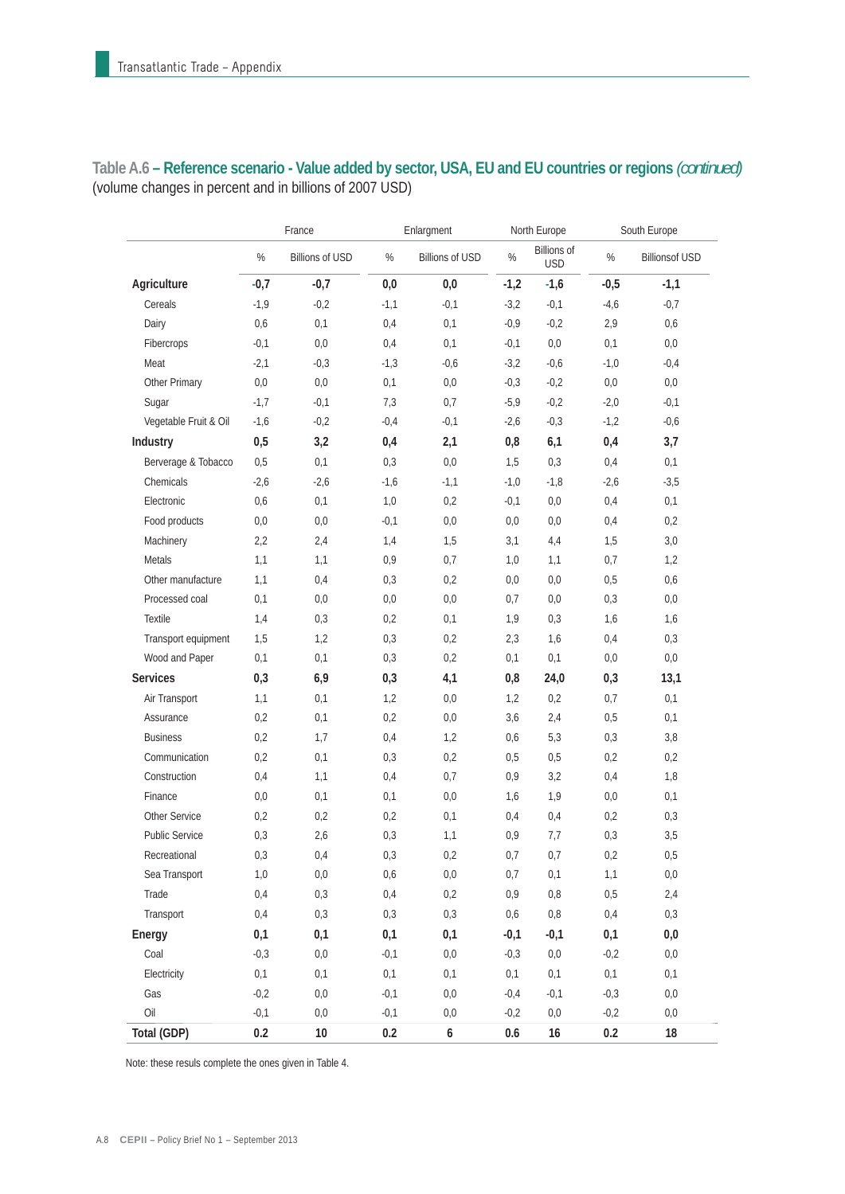**Table A.6 – Reference scenario - Value added by sector, USA, EU and EU countries or regions** *(continued)*
(volume changes in percent and in billions of 2007 USD)

| | France | | Enlargment | | North Europe | | South Europe | |
|---|---|---|---|---|---|---|---|---|
| | % | Billions of USD | % | Billions of USD | % | Billions of USD | % | Billionsof USD |
| **Agriculture** | **-0,7** | **-0,7** | **0,0** | **0,0** | **-1,2** | **-1,6** | **-0,5** | **-1,1** |
| Cereals | -1,9 | -0,2 | -1,1 | -0,1 | -3,2 | -0,1 | -4,6 | -0,7 |
| Dairy | 0,6 | 0,1 | 0,4 | 0,1 | -0,9 | -0,2 | 2,9 | 0,6 |
| Fibercrops | -0,1 | 0,0 | 0,4 | 0,1 | -0,1 | 0,0 | 0,1 | 0,0 |
| Meat | -2,1 | -0,3 | -1,3 | -0,6 | -3,2 | -0,6 | -1,0 | -0,4 |
| Other Primary | 0,0 | 0,0 | 0,1 | 0,0 | -0,3 | -0,2 | 0,0 | 0,0 |
| Sugar | -1,7 | -0,1 | 7,3 | 0,7 | -5,9 | -0,2 | -2,0 | -0,1 |
| Vegetable Fruit & Oil | -1,6 | -0,2 | -0,4 | -0,1 | -2,6 | -0,3 | -1,2 | -0,6 |
| **Industry** | **0,5** | **3,2** | **0,4** | **2,1** | **0,8** | **6,1** | **0,4** | **3,7** |
| Berverage & Tobacco | 0,5 | 0,1 | 0,3 | 0,0 | 1,5 | 0,3 | 0,4 | 0,1 |
| Chemicals | -2,6 | -2,6 | -1,6 | -1,1 | -1,0 | -1,8 | -2,6 | -3,5 |
| Electronic | 0,6 | 0,1 | 1,0 | 0,2 | -0,1 | 0,0 | 0,4 | 0,1 |
| Food products | 0,0 | 0,0 | -0,1 | 0,0 | 0,0 | 0,0 | 0,4 | 0,2 |
| Machinery | 2,2 | 2,4 | 1,4 | 1,5 | 3,1 | 4,4 | 1,5 | 3,0 |
| Metals | 1,1 | 1,1 | 0,9 | 0,7 | 1,0 | 1,1 | 0,7 | 1,2 |
| Other manufacture | 1,1 | 0,4 | 0,3 | 0,2 | 0,0 | 0,0 | 0,5 | 0,6 |
| Processed coal | 0,1 | 0,0 | 0,0 | 0,0 | 0,7 | 0,0 | 0,3 | 0,0 |
| Textile | 1,4 | 0,3 | 0,2 | 0,1 | 1,9 | 0,3 | 1,6 | 1,6 |
| Transport equipment | 1,5 | 1,2 | 0,3 | 0,2 | 2,3 | 1,6 | 0,4 | 0,3 |
| Wood and Paper | 0,1 | 0,1 | 0,3 | 0,2 | 0,1 | 0,1 | 0,0 | 0,0 |
| **Services** | **0,3** | **6,9** | **0,3** | **4,1** | **0,8** | **24,0** | **0,3** | **13,1** |
| Air Transport | 1,1 | 0,1 | 1,2 | 0,0 | 1,2 | 0,2 | 0,7 | 0,1 |
| Assurance | 0,2 | 0,1 | 0,2 | 0,0 | 3,6 | 2,4 | 0,5 | 0,1 |
| Business | 0,2 | 1,7 | 0,4 | 1,2 | 0,6 | 5,3 | 0,3 | 3,8 |
| Communication | 0,2 | 0,1 | 0,3 | 0,2 | 0,5 | 0,5 | 0,2 | 0,2 |
| Construction | 0,4 | 1,1 | 0,4 | 0,7 | 0,9 | 3,2 | 0,4 | 1,8 |
| Finance | 0,0 | 0,1 | 0,1 | 0,0 | 1,6 | 1,9 | 0,0 | 0,1 |
| Other Service | 0,2 | 0,2 | 0,2 | 0,1 | 0,4 | 0,4 | 0,2 | 0,3 |
| Public Service | 0,3 | 2,6 | 0,3 | 1,1 | 0,9 | 7,7 | 0,3 | 3,5 |
| Recreational | 0,3 | 0,4 | 0,3 | 0,2 | 0,7 | 0,7 | 0,2 | 0,5 |
| Sea Transport | 1,0 | 0,0 | 0,6 | 0,0 | 0,7 | 0,1 | 1,1 | 0,0 |
| Trade | 0,4 | 0,3 | 0,4 | 0,2 | 0,9 | 0,8 | 0,5 | 2,4 |
| Transport | 0,4 | 0,3 | 0,3 | 0,3 | 0,6 | 0,8 | 0,4 | 0,3 |
| **Energy** | **0,1** | **0,1** | **0,1** | **0,1** | **-0,1** | **-0,1** | **0,1** | **0,0** |
| Coal | -0,3 | 0,0 | -0,1 | 0,0 | -0,3 | 0,0 | -0,2 | 0,0 |
| Electricity | 0,1 | 0,1 | 0,1 | 0,1 | 0,1 | 0,1 | 0,1 | 0,1 |
| Gas | -0,2 | 0,0 | -0,1 | 0,0 | -0,4 | -0,1 | -0,3 | 0,0 |
| Oil | -0,1 | 0,0 | -0,1 | 0,0 | -0,2 | 0,0 | -0,2 | 0,0 |
| **Total (GDP)** | **0.2** | **10** | **0.2** | **6** | **0.6** | **16** | **0.2** | **18** |

Note: these resuls complete the ones given in Table 4.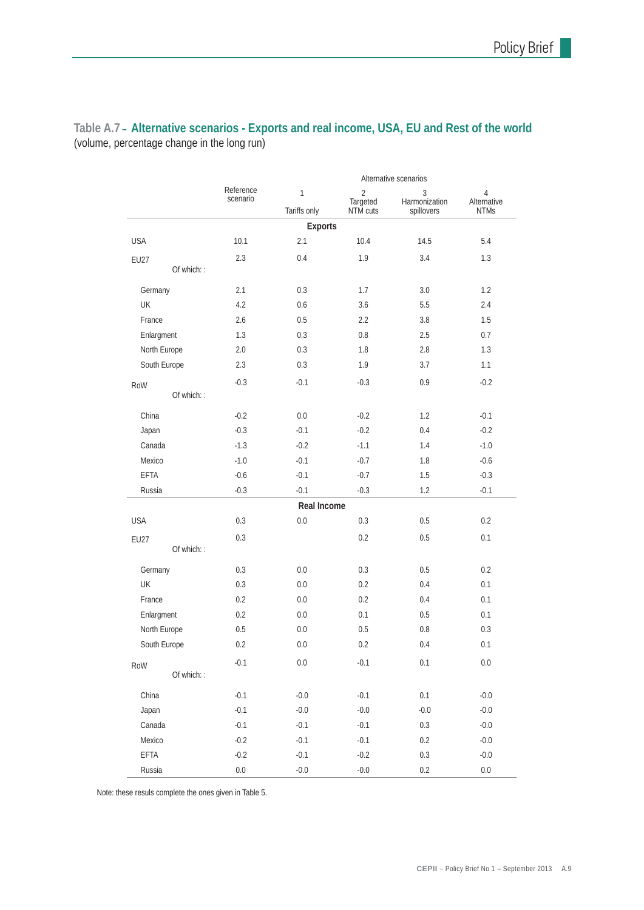**Table A.7** – **Alternative scenarios - Exports and real income, USA, EU and Rest of the world**
(volume, percentage change in the long run)

| | Reference scenario | Alternative scenarios | | | |
|---|---|---|---|---|---|
| | | 1 Tariffs only | 2 Targeted NTM cuts | 3 Harmonization spillovers | 4 Alternative NTMs |
| **Exports** | | | | | |
| USA | 10.1 | 2.1 | 10.4 | 14.5 | 5.4 |
| EU27 Of which: : | 2.3 | 0.4 | 1.9 | 3.4 | 1.3 |
| Germany | 2.1 | 0.3 | 1.7 | 3.0 | 1.2 |
| UK | 4.2 | 0.6 | 3.6 | 5.5 | 2.4 |
| France | 2.6 | 0.5 | 2.2 | 3.8 | 1.5 |
| Enlargment | 1.3 | 0.3 | 0.8 | 2.5 | 0.7 |
| North Europe | 2.0 | 0.3 | 1.8 | 2.8 | 1.3 |
| South Europe | 2.3 | 0.3 | 1.9 | 3.7 | 1.1 |
| RoW Of which: : | -0.3 | -0.1 | -0.3 | 0.9 | -0.2 |
| China | -0.2 | 0.0 | -0.2 | 1.2 | -0.1 |
| Japan | -0.3 | -0.1 | -0.2 | 0.4 | -0.2 |
| Canada | -1.3 | -0.2 | -1.1 | 1.4 | -1.0 |
| Mexico | -1.0 | -0.1 | -0.7 | 1.8 | -0.6 |
| EFTA | -0.6 | -0.1 | -0.7 | 1.5 | -0.3 |
| Russia | -0.3 | -0.1 | -0.3 | 1.2 | -0.1 |
| **Real Income** | | | | | |
| USA | 0.3 | 0.0 | 0.3 | 0.5 | 0.2 |
| EU27 Of which: : | 0.3 | | 0.2 | 0.5 | 0.1 |
| Germany | 0.3 | 0.0 | 0.3 | 0.5 | 0.2 |
| UK | 0.3 | 0.0 | 0.2 | 0.4 | 0.1 |
| France | 0.2 | 0.0 | 0.2 | 0.4 | 0.1 |
| Enlargment | 0.2 | 0.0 | 0.1 | 0.5 | 0.1 |
| North Europe | 0.5 | 0.0 | 0.5 | 0.8 | 0.3 |
| South Europe | 0.2 | 0.0 | 0.2 | 0.4 | 0.1 |
| RoW Of which: : | -0.1 | 0.0 | -0.1 | 0.1 | 0.0 |
| China | -0.1 | -0.0 | -0.1 | 0.1 | -0.0 |
| Japan | -0.1 | -0.0 | -0.0 | -0.0 | -0.0 |
| Canada | -0.1 | -0.1 | -0.1 | 0.3 | -0.0 |
| Mexico | -0.2 | -0.1 | -0.1 | 0.2 | -0.0 |
| EFTA | -0.2 | -0.1 | -0.2 | 0.3 | -0.0 |
| Russia | 0.0 | -0.0 | -0.0 | 0.2 | 0.0 |

Note: these resuls complete the ones given in Table 5.